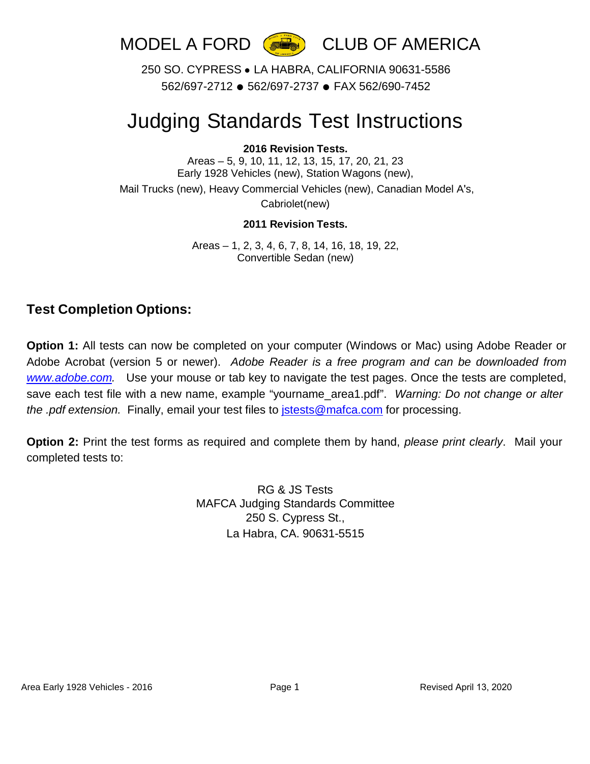# MODEL A FORD CLUB OF AMERICA

250 SO. CYPRESS • LA HABRA, CALIFORNIA 90631-5586

562/697-2712 ● 562/697-2737 ● FAX 562/690-7452

# Judging Standards Test Instructions

**2016 Revision Tests.**

Areas – 5, 9, 10, 11, 12, 13, 15, 17, 20, 21, 23
Early 1928 Vehicles (new), Station Wagons (new),
Mail Trucks (new), Heavy Commercial Vehicles (new), Canadian Model A's,
Cabriolet(new)

**2011 Revision Tests.**

Areas – 1, 2, 3, 4, 6, 7, 8, 14, 16, 18, 19, 22,
Convertible Sedan (new)

## Test Completion Options:

**Option 1:** All tests can now be completed on your computer (Windows or Mac) using Adobe Reader or Adobe Acrobat (version 5 or newer). *Adobe Reader is a free program and can be downloaded from www.adobe.com.* Use your mouse or tab key to navigate the test pages. Once the tests are completed, save each test file with a new name, example "yourname_area1.pdf". *Warning: Do not change or alter the .pdf extension.* Finally, email your test files to jstests@mafca.com for processing.

**Option 2:** Print the test forms as required and complete them by hand, *please print clearly*. Mail your completed tests to:

RG & JS Tests
MAFCA Judging Standards Committee
250 S. Cypress St.,
La Habra, CA. 90631-5515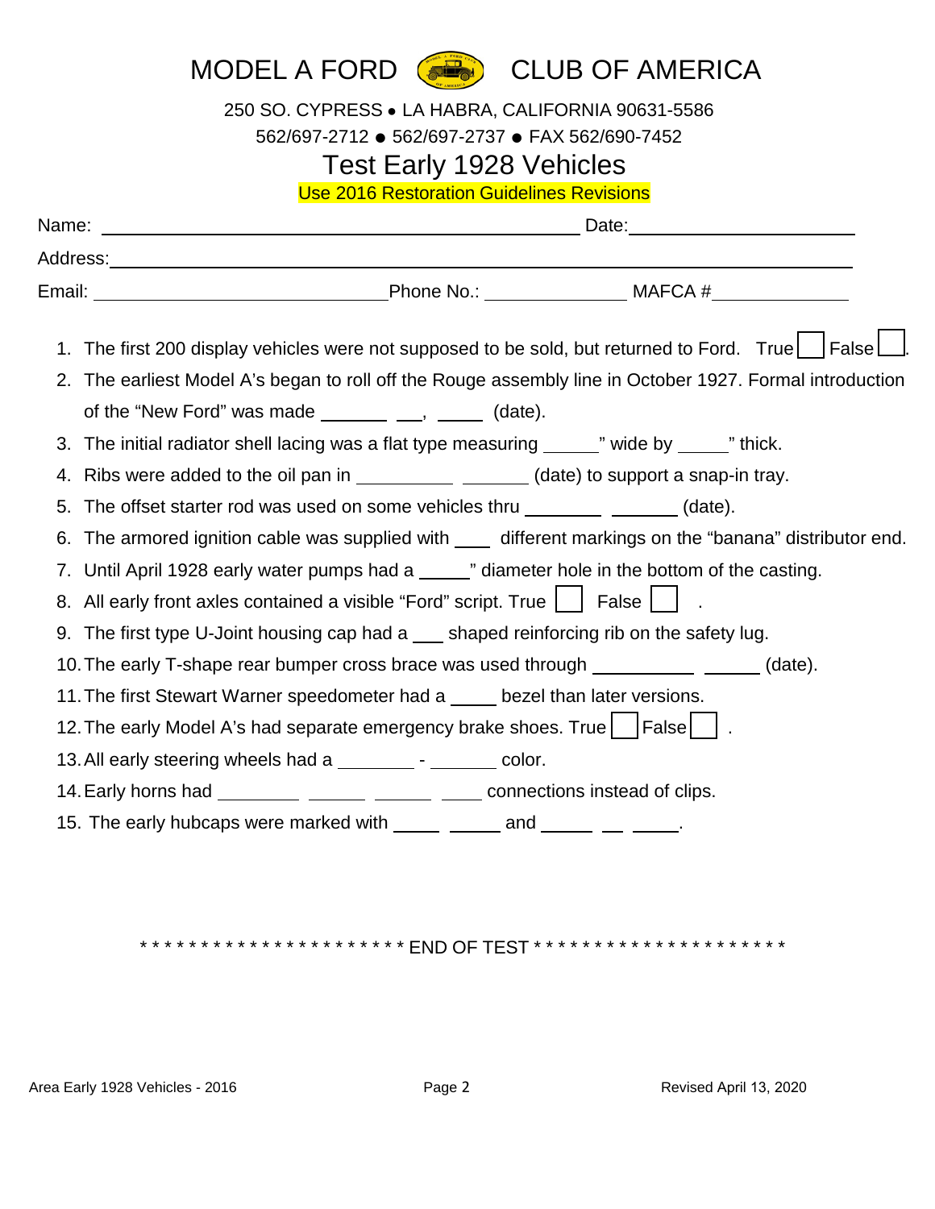# MODEL A FORD CLUB OF AMERICA

250 SO. CYPRESS • LA HABRA, CALIFORNIA 90631-5586

562/697-2712 ● 562/697-2737 ● FAX 562/690-7452

## Test Early 1928 Vehicles

Use 2016 Restoration Guidelines Revisions

Name: ______________________________ Date: ______________

Address: ______________________________________________

Email: __________________ Phone No.: __________ MAFCA # __________

1. The first 200 display vehicles were not supposed to be sold, but returned to Ford. True ☐ False ☐.
2. The earliest Model A's began to roll off the Rouge assembly line in October 1927. Formal introduction of the "New Ford" was made _______ __, _____ (date).
3. The initial radiator shell lacing was a flat type measuring _____" wide by _____" thick.
4. Ribs were added to the oil pan in __________ _______ (date) to support a snap-in tray.
5. The offset starter rod was used on some vehicles thru ________ _______ (date).
6. The armored ignition cable was supplied with ___ different markings on the "banana" distributor end.
7. Until April 1928 early water pumps had a _____" diameter hole in the bottom of the casting.
8. All early front axles contained a visible "Ford" script. True ☐ False ☐ .
9. The first type U-Joint housing cap had a ___ shaped reinforcing rib on the safety lug.
10. The early T-shape rear bumper cross brace was used through __________ ______ (date).
11. The first Stewart Warner speedometer had a _____ bezel than later versions.
12. The early Model A's had separate emergency brake shoes. True ☐ False ☐ .
13. All early steering wheels had a ________ - _______ color.
14. Early horns had ________ ______ ______ ____ connections instead of clips.
15. The early hubcaps were marked with _____ _____ and _____ __ _____.

\*\*\*\*\*\*\*\*\*\*\*\*\*\*\*\*\*\*\*\*\*\* END OF TEST \*\*\*\*\*\*\*\*\*\*\*\*\*\*\*\*\*\*\*\*\*\*

Area Early 1928 Vehicles - 2016 Revised April 13, 2020